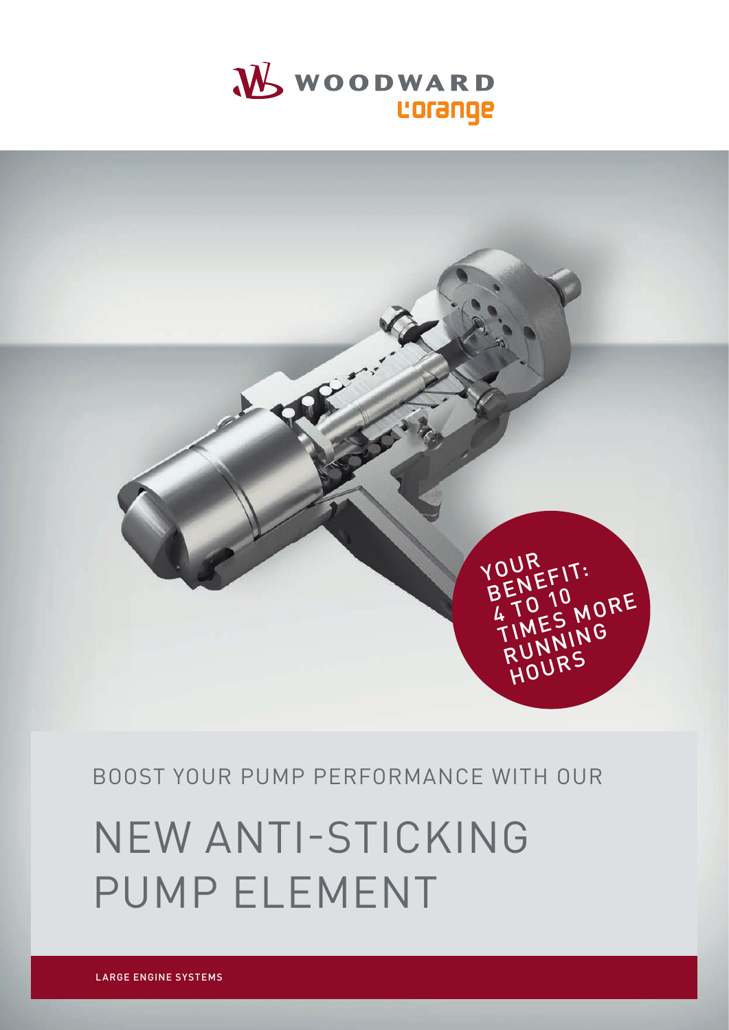WOODWARD

L'orange

YOUR BENEFIT: 4 TO 10 TIMES MORE RUNNING HOURS

BOOST YOUR PUMP PERFORMANCE WITH OUR

# NEW ANTI-STICKING PUMP ELEMENT

LARGE ENGINE SYSTEMS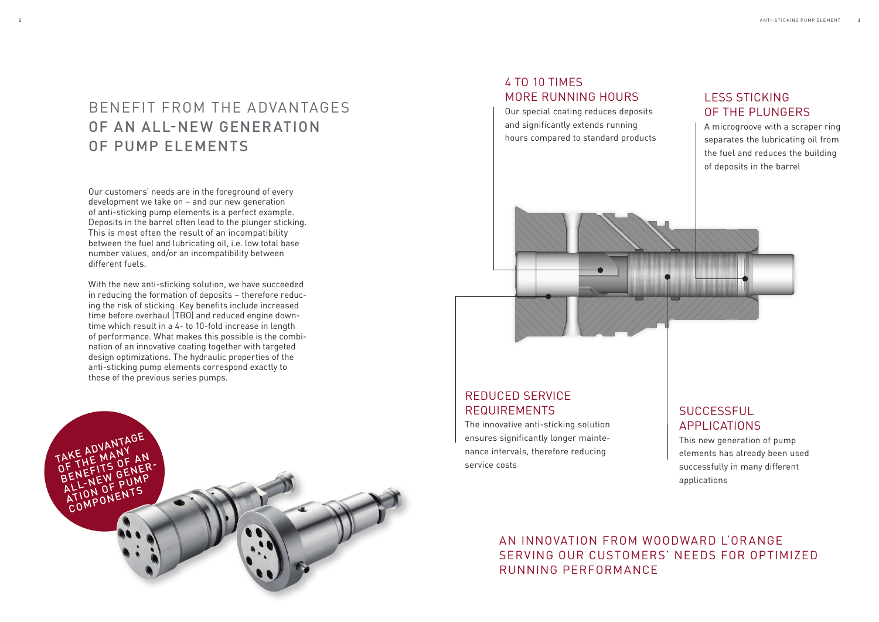# BENEFIT FROM THE ADVANTAGES OF AN ALL-NEW GENERATION OF PUMP ELEMENTS

Our customers' needs are in the foreground of every development we take on – and our new generation of anti-sticking pump elements is a perfect example. Deposits in the barrel often lead to the plunger sticking. This is most often the result of an incompatibility between the fuel and lubricating oil, i.e. low total base number values, and/or an incompatibility between different fuels.

With the new anti-sticking solution, we have succeeded in reducing the formation of deposits – therefore reducing the risk of sticking. Key benefits include increased time before overhaul (TBO) and reduced engine downtime which result in a 4- to 10-fold increase in length of performance. What makes this possible is the combination of an innovative coating together with targeted design optimizations. The hydraulic properties of the anti-sticking pump elements correspond exactly to those of the previous series pumps.

TAKE ADVANTAGE OF THE MANY BENEFITS OF AN ALL-NEW GENERATION OF PUMP COMPONENTS

## 4 TO 10 TIMES MORE RUNNING HOURS

Our special coating reduces deposits and significantly extends running hours compared to standard products

## LESS STICKING OF THE PLUNGERS

A microgroove with a scraper ring separates the lubricating oil from the fuel and reduces the building of deposits in the barrel

## REDUCED SERVICE REQUIREMENTS

The innovative anti-sticking solution ensures significantly longer maintenance intervals, therefore reducing service costs

## SUCCESSFUL APPLICATIONS

This new generation of pump elements has already been used successfully in many different applications

## AN INNOVATION FROM WOODWARD L'ORANGE SERVING OUR CUSTOMERS' NEEDS FOR OPTIMIZED RUNNING PERFORMANCE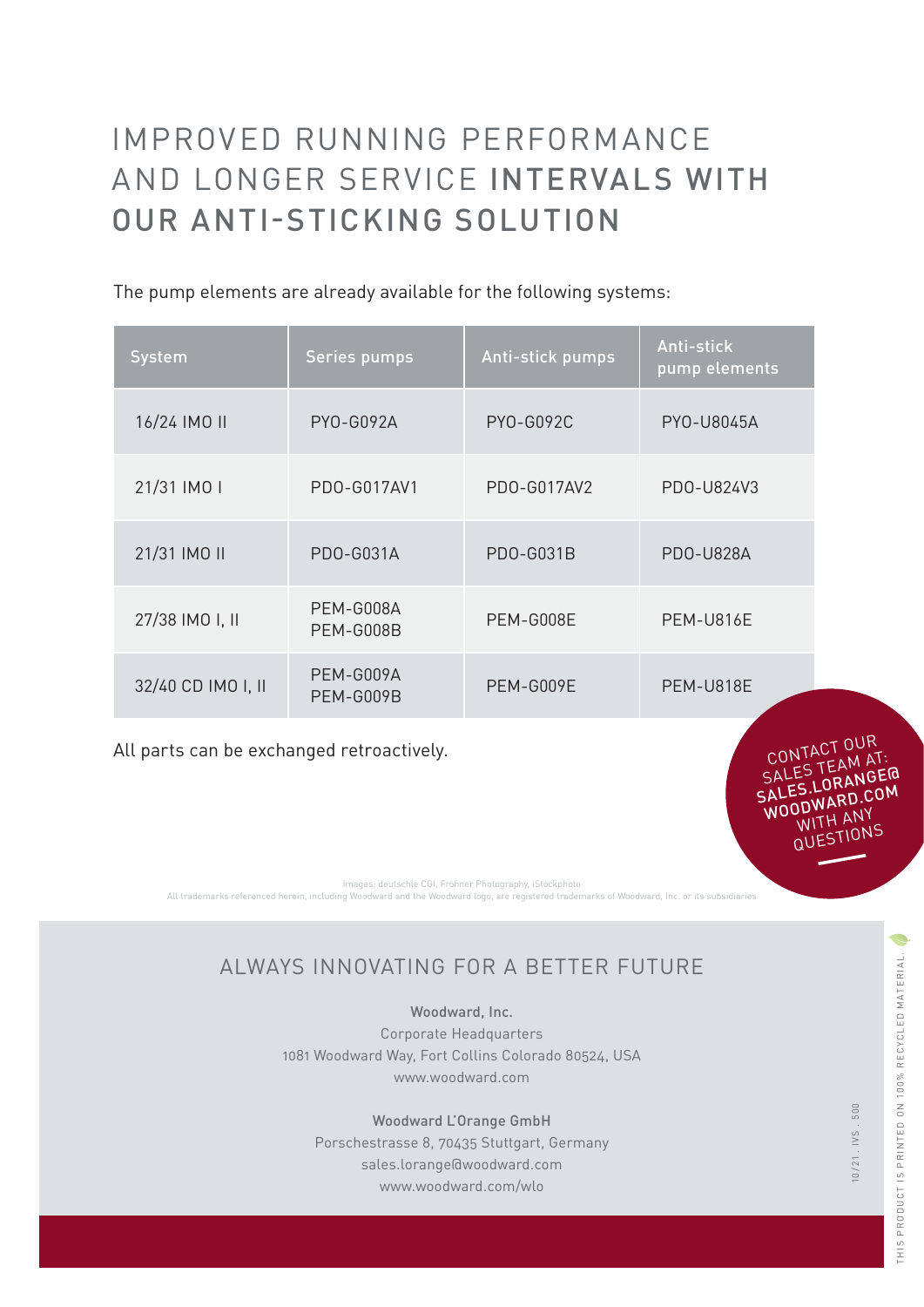# IMPROVED RUNNING PERFORMANCE AND LONGER SERVICE INTERVALS WITH OUR ANTI-STICKING SOLUTION

The pump elements are already available for the following systems:

| System | Series pumps | Anti-stick pumps | Anti-stick pump elements |
|---|---|---|---|
| 16/24 IMO II | PYO-G092A | PYO-G092C | PYO-U8045A |
| 21/31 IMO I | PDO-G017AV1 | PDO-G017AV2 | PDO-U824V3 |
| 21/31 IMO II | PDO-G031A | PDO-G031B | PDO-U828A |
| 27/38 IMO I, II | PEM-G008A<br>PEM-G008B | PEM-G008E | PEM-U816E |
| 32/40 CD IMO I, II | PEM-G009A<br>PEM-G009B | PEM-G009E | PEM-U818E |

All parts can be exchanged retroactively.

CONTACT OUR SALES TEAM AT: **SALES.LORANGE@WOODWARD.COM** WITH ANY QUESTIONS

Images: deutschle CGI, Fröhner Photography, iStockphoto
All trademarks referenced herein, including Woodward and the Woodward logo, are registered trademarks of Woodward, Inc. or its subsidiaries

## ALWAYS INNOVATING FOR A BETTER FUTURE

**Woodward, Inc.**
Corporate Headquarters
1081 Woodward Way, Fort Collins Colorado 80524, USA
www.woodward.com

**Woodward L'Orange GmbH**
Porschestrasse 8, 70435 Stuttgart, Germany
sales.lorange@woodward.com
www.woodward.com/wlo

10/21 . IVS . 500

THIS PRODUCT IS PRINTED ON 100% RECYCLED MATERIAL.